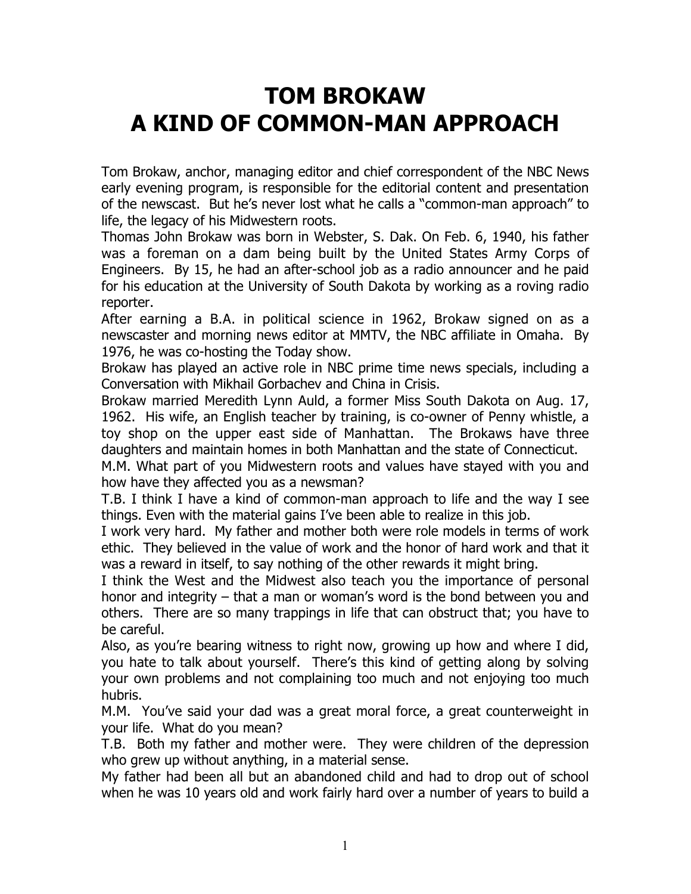# TOM BROKAW
# A KIND OF COMMON-MAN APPROACH

Tom Brokaw, anchor, managing editor and chief correspondent of the NBC News early evening program, is responsible for the editorial content and presentation of the newscast. But he's never lost what he calls a "common-man approach" to life, the legacy of his Midwestern roots.

Thomas John Brokaw was born in Webster, S. Dak. On Feb. 6, 1940, his father was a foreman on a dam being built by the United States Army Corps of Engineers. By 15, he had an after-school job as a radio announcer and he paid for his education at the University of South Dakota by working as a roving radio reporter.

After earning a B.A. in political science in 1962, Brokaw signed on as a newscaster and morning news editor at MMTV, the NBC affiliate in Omaha. By 1976, he was co-hosting the Today show.

Brokaw has played an active role in NBC prime time news specials, including a Conversation with Mikhail Gorbachev and China in Crisis.

Brokaw married Meredith Lynn Auld, a former Miss South Dakota on Aug. 17, 1962. His wife, an English teacher by training, is co-owner of Penny whistle, a toy shop on the upper east side of Manhattan. The Brokaws have three daughters and maintain homes in both Manhattan and the state of Connecticut.

M.M. What part of you Midwestern roots and values have stayed with you and how have they affected you as a newsman?

T.B. I think I have a kind of common-man approach to life and the way I see things. Even with the material gains I've been able to realize in this job.

I work very hard. My father and mother both were role models in terms of work ethic. They believed in the value of work and the honor of hard work and that it was a reward in itself, to say nothing of the other rewards it might bring.

I think the West and the Midwest also teach you the importance of personal honor and integrity – that a man or woman's word is the bond between you and others. There are so many trappings in life that can obstruct that; you have to be careful.

Also, as you're bearing witness to right now, growing up how and where I did, you hate to talk about yourself. There's this kind of getting along by solving your own problems and not complaining too much and not enjoying too much hubris.

M.M. You've said your dad was a great moral force, a great counterweight in your life. What do you mean?

T.B. Both my father and mother were. They were children of the depression who grew up without anything, in a material sense.

My father had been all but an abandoned child and had to drop out of school when he was 10 years old and work fairly hard over a number of years to build a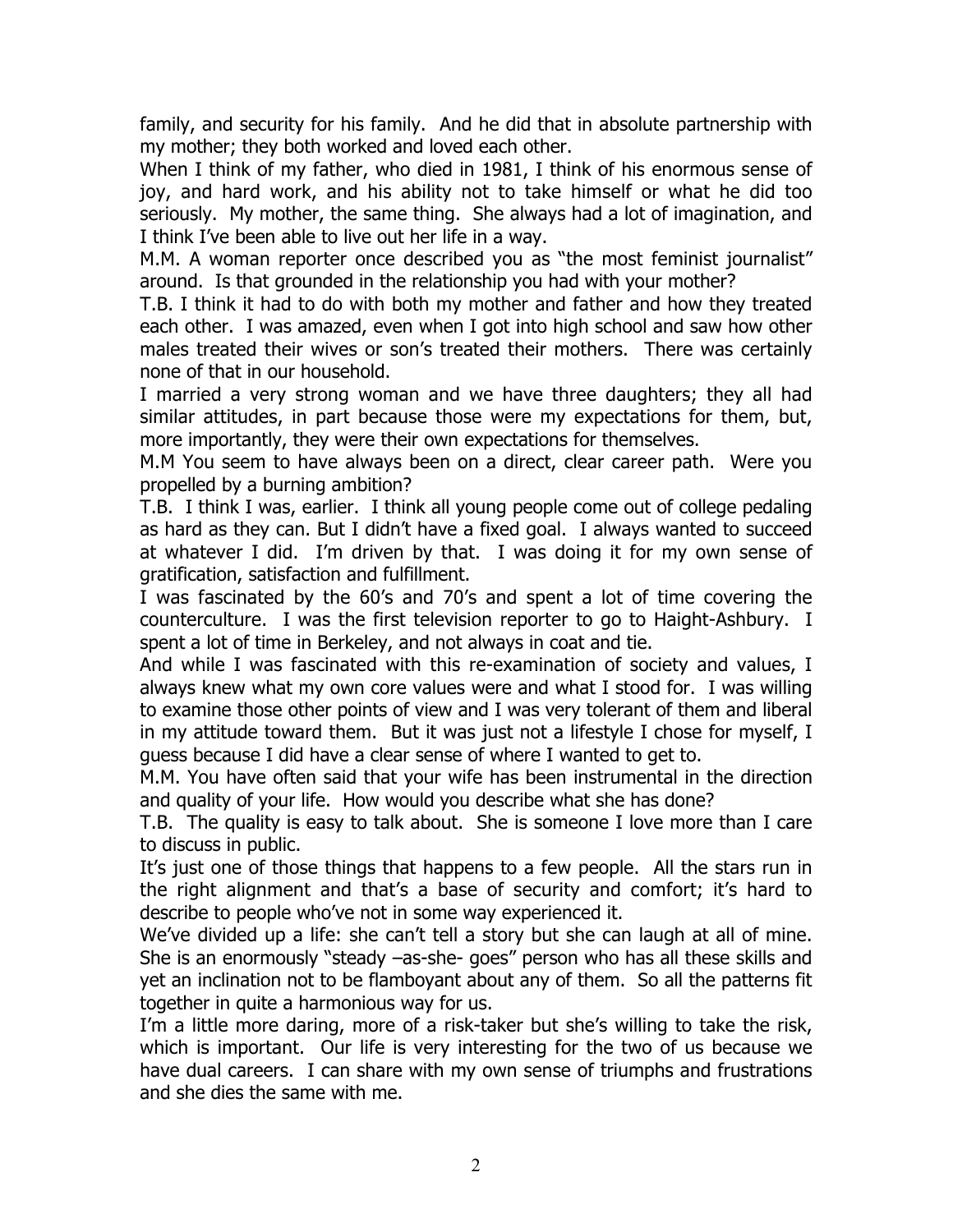family, and security for his family. And he did that in absolute partnership with my mother; they both worked and loved each other.

When I think of my father, who died in 1981, I think of his enormous sense of joy, and hard work, and his ability not to take himself or what he did too seriously. My mother, the same thing. She always had a lot of imagination, and I think I've been able to live out her life in a way.

M.M. A woman reporter once described you as "the most feminist journalist" around. Is that grounded in the relationship you had with your mother?

T.B. I think it had to do with both my mother and father and how they treated each other. I was amazed, even when I got into high school and saw how other males treated their wives or son's treated their mothers. There was certainly none of that in our household.

I married a very strong woman and we have three daughters; they all had similar attitudes, in part because those were my expectations for them, but, more importantly, they were their own expectations for themselves.

M.M You seem to have always been on a direct, clear career path. Were you propelled by a burning ambition?

T.B. I think I was, earlier. I think all young people come out of college pedaling as hard as they can. But I didn't have a fixed goal. I always wanted to succeed at whatever I did. I'm driven by that. I was doing it for my own sense of gratification, satisfaction and fulfillment.

I was fascinated by the 60's and 70's and spent a lot of time covering the counterculture. I was the first television reporter to go to Haight-Ashbury. I spent a lot of time in Berkeley, and not always in coat and tie.

And while I was fascinated with this re-examination of society and values, I always knew what my own core values were and what I stood for. I was willing to examine those other points of view and I was very tolerant of them and liberal in my attitude toward them. But it was just not a lifestyle I chose for myself, I guess because I did have a clear sense of where I wanted to get to.

M.M. You have often said that your wife has been instrumental in the direction and quality of your life. How would you describe what she has done?

T.B. The quality is easy to talk about. She is someone I love more than I care to discuss in public.

It's just one of those things that happens to a few people. All the stars run in the right alignment and that's a base of security and comfort; it's hard to describe to people who've not in some way experienced it.

We've divided up a life: she can't tell a story but she can laugh at all of mine. She is an enormously "steady –as-she- goes" person who has all these skills and yet an inclination not to be flamboyant about any of them. So all the patterns fit together in quite a harmonious way for us.

I'm a little more daring, more of a risk-taker but she's willing to take the risk, which is important. Our life is very interesting for the two of us because we have dual careers. I can share with my own sense of triumphs and frustrations and she dies the same with me.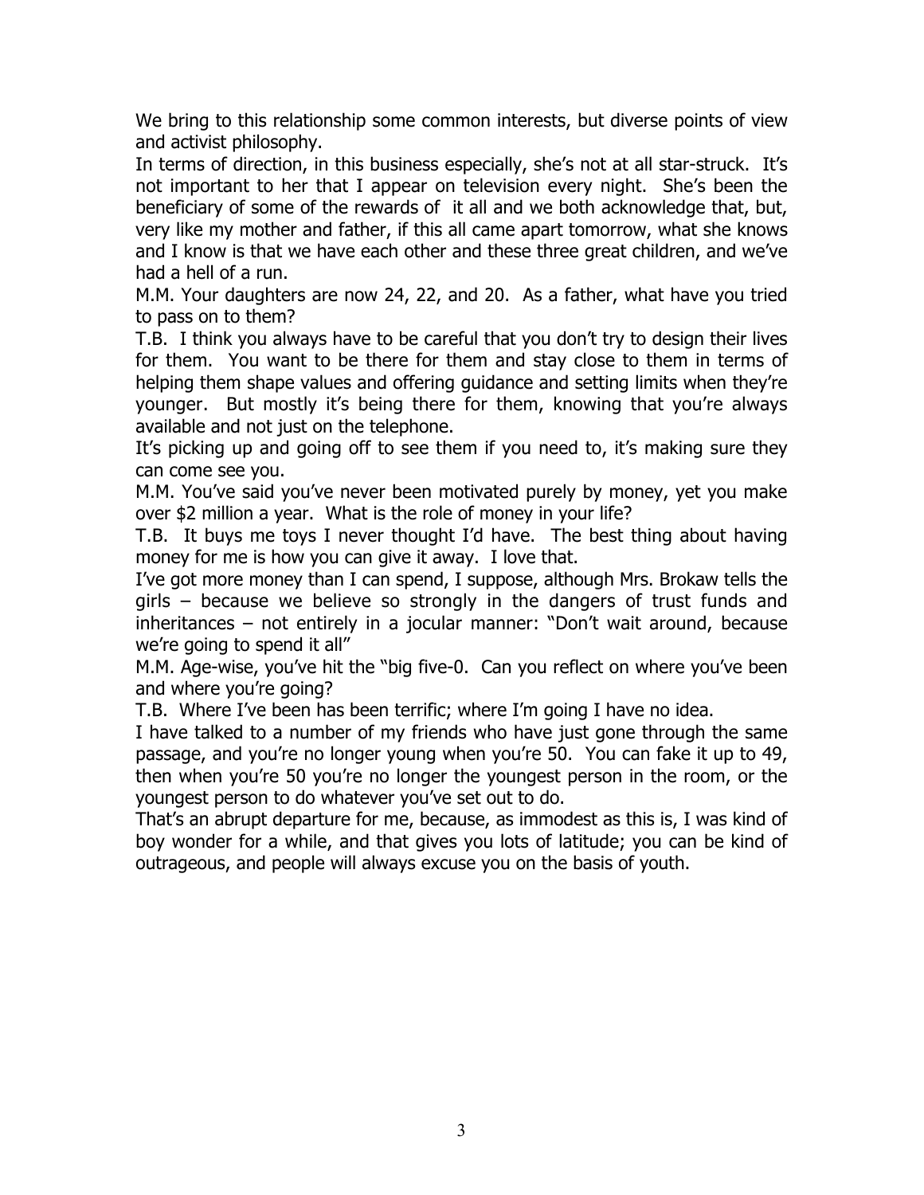We bring to this relationship some common interests, but diverse points of view and activist philosophy.

In terms of direction, in this business especially, she's not at all star-struck. It's not important to her that I appear on television every night. She's been the beneficiary of some of the rewards of it all and we both acknowledge that, but, very like my mother and father, if this all came apart tomorrow, what she knows and I know is that we have each other and these three great children, and we've had a hell of a run.

M.M. Your daughters are now 24, 22, and 20. As a father, what have you tried to pass on to them?

T.B. I think you always have to be careful that you don't try to design their lives for them. You want to be there for them and stay close to them in terms of helping them shape values and offering guidance and setting limits when they're younger. But mostly it's being there for them, knowing that you're always available and not just on the telephone.

It's picking up and going off to see them if you need to, it's making sure they can come see you.

M.M. You've said you've never been motivated purely by money, yet you make over $2 million a year. What is the role of money in your life?

T.B. It buys me toys I never thought I'd have. The best thing about having money for me is how you can give it away. I love that.

I've got more money than I can spend, I suppose, although Mrs. Brokaw tells the girls – because we believe so strongly in the dangers of trust funds and inheritances – not entirely in a jocular manner: "Don't wait around, because we're going to spend it all"

M.M. Age-wise, you've hit the "big five-0. Can you reflect on where you've been and where you're going?

T.B. Where I've been has been terrific; where I'm going I have no idea.

I have talked to a number of my friends who have just gone through the same passage, and you're no longer young when you're 50. You can fake it up to 49, then when you're 50 you're no longer the youngest person in the room, or the youngest person to do whatever you've set out to do.

That's an abrupt departure for me, because, as immodest as this is, I was kind of boy wonder for a while, and that gives you lots of latitude; you can be kind of outrageous, and people will always excuse you on the basis of youth.